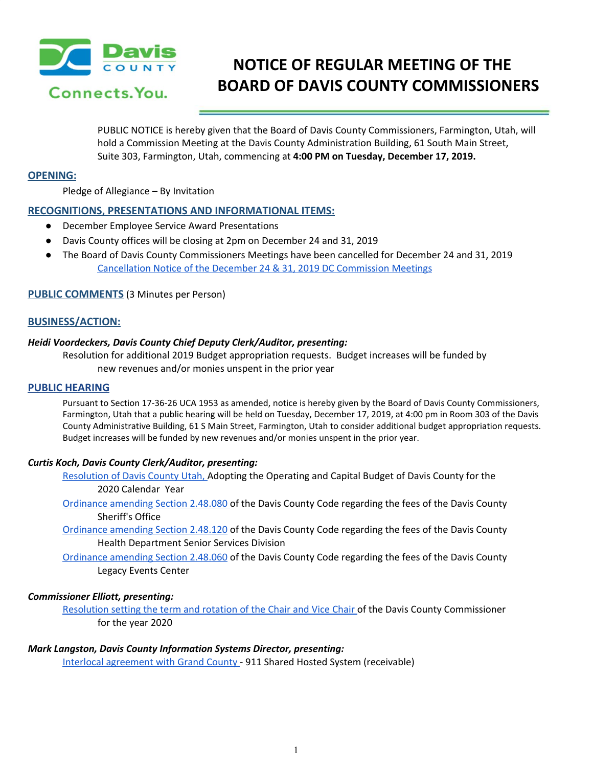# NOTICE OF REGULAR MEETING OF THE BOARD OF DAVIS COUNTY COMMISSIONERS

PUBLIC NOTICE is hereby given that the Board of Davis County Commissioners, Farmington, Utah, will hold a Commission Meeting at the Davis County Administration Building, 61 South Main Street, Suite 303, Farmington, Utah, commencing at **4:00 PM on Tuesday, December 17, 2019.**

## OPENING:

Pledge of Allegiance – By Invitation

## RECOGNITIONS, PRESENTATIONS AND INFORMATIONAL ITEMS:

- December Employee Service Award Presentations
- Davis County offices will be closing at 2pm on December 24 and 31, 2019
- The Board of Davis County Commissioners Meetings have been cancelled for December 24 and 31, 2019
  Cancellation Notice of the December 24 & 31, 2019 DC Commission Meetings

## PUBLIC COMMENTS (3 Minutes per Person)

## BUSINESS/ACTION:

***Heidi Voordeckers, Davis County Chief Deputy Clerk/Auditor, presenting:***

Resolution for additional 2019 Budget appropriation requests. Budget increases will be funded by new revenues and/or monies unspent in the prior year

## PUBLIC HEARING

Pursuant to Section 17-36-26 UCA 1953 as amended, notice is hereby given by the Board of Davis County Commissioners, Farmington, Utah that a public hearing will be held on Tuesday, December 17, 2019, at 4:00 pm in Room 303 of the Davis County Administrative Building, 61 S Main Street, Farmington, Utah to consider additional budget appropriation requests. Budget increases will be funded by new revenues and/or monies unspent in the prior year.

***Curtis Koch, Davis County Clerk/Auditor, presenting:***

Resolution of Davis County Utah, Adopting the Operating and Capital Budget of Davis County for the 2020 Calendar Year

Ordinance amending Section 2.48.080 of the Davis County Code regarding the fees of the Davis County Sheriff's Office

Ordinance amending Section 2.48.120 of the Davis County Code regarding the fees of the Davis County Health Department Senior Services Division

Ordinance amending Section 2.48.060 of the Davis County Code regarding the fees of the Davis County Legacy Events Center

***Commissioner Elliott, presenting:***

Resolution setting the term and rotation of the Chair and Vice Chair of the Davis County Commissioner for the year 2020

***Mark Langston, Davis County Information Systems Director, presenting:***

Interlocal agreement with Grand County - 911 Shared Hosted System (receivable)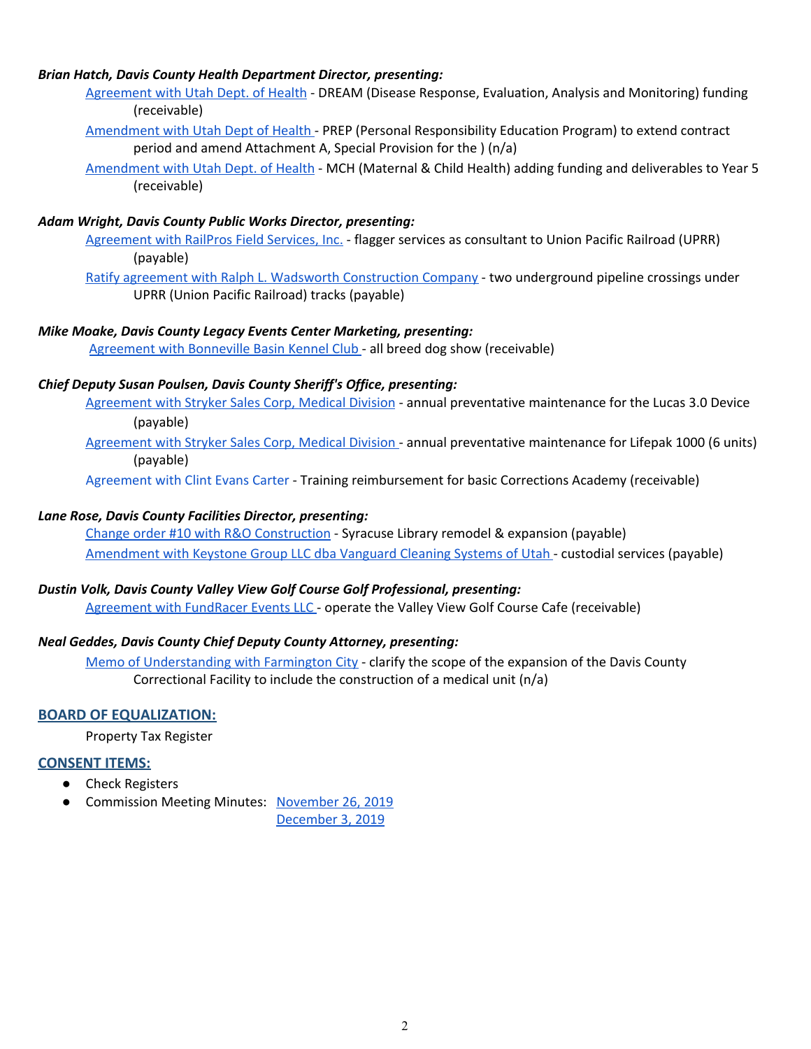***Brian Hatch, Davis County Health Department Director, presenting:***

- Agreement with Utah Dept. of Health - DREAM (Disease Response, Evaluation, Analysis and Monitoring) funding (receivable)
- Amendment with Utah Dept of Health - PREP (Personal Responsibility Education Program) to extend contract period and amend Attachment A, Special Provision for the ) (n/a)
- Amendment with Utah Dept. of Health - MCH (Maternal & Child Health) adding funding and deliverables to Year 5 (receivable)

***Adam Wright, Davis County Public Works Director, presenting:***

- Agreement with RailPros Field Services, Inc. - flagger services as consultant to Union Pacific Railroad (UPRR) (payable)
- Ratify agreement with Ralph L. Wadsworth Construction Company - two underground pipeline crossings under UPRR (Union Pacific Railroad) tracks (payable)

***Mike Moake, Davis County Legacy Events Center Marketing, presenting:***

- Agreement with Bonneville Basin Kennel Club - all breed dog show (receivable)

***Chief Deputy Susan Poulsen, Davis County Sheriff's Office, presenting:***

- Agreement with Stryker Sales Corp, Medical Division - annual preventative maintenance for the Lucas 3.0 Device (payable)
- Agreement with Stryker Sales Corp, Medical Division - annual preventative maintenance for Lifepak 1000 (6 units) (payable)
- Agreement with Clint Evans Carter - Training reimbursement for basic Corrections Academy (receivable)

***Lane Rose, Davis County Facilities Director, presenting:***

- Change order #10 with R&O Construction - Syracuse Library remodel & expansion (payable)
- Amendment with Keystone Group LLC dba Vanguard Cleaning Systems of Utah - custodial services (payable)

***Dustin Volk, Davis County Valley View Golf Course Golf Professional, presenting:***

- Agreement with FundRacer Events LLC - operate the Valley View Golf Course Cafe (receivable)

***Neal Geddes, Davis County Chief Deputy County Attorney, presenting:***

- Memo of Understanding with Farmington City - clarify the scope of the expansion of the Davis County Correctional Facility to include the construction of a medical unit (n/a)

## BOARD OF EQUALIZATION:

Property Tax Register

## CONSENT ITEMS:

- Check Registers
- Commission Meeting Minutes: November 26, 2019
  December 3, 2019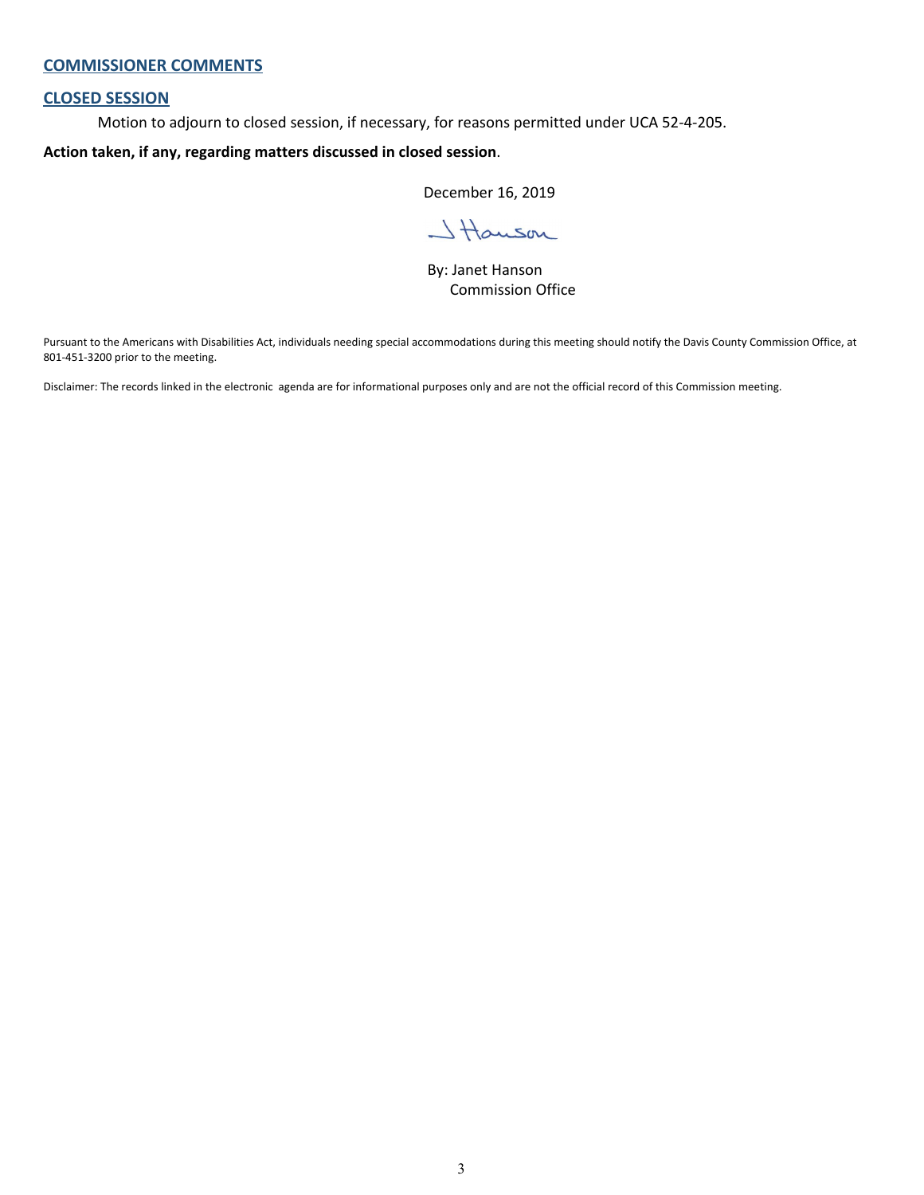## COMMISSIONER COMMENTS

## CLOSED SESSION

Motion to adjourn to closed session, if necessary, for reasons permitted under UCA 52-4-205.

**Action taken, if any, regarding matters discussed in closed session**.

December 16, 2019

J Hanson

By: Janet Hanson
Commission Office

Pursuant to the Americans with Disabilities Act, individuals needing special accommodations during this meeting should notify the Davis County Commission Office, at 801-451-3200 prior to the meeting.

Disclaimer: The records linked in the electronic agenda are for informational purposes only and are not the official record of this Commission meeting.